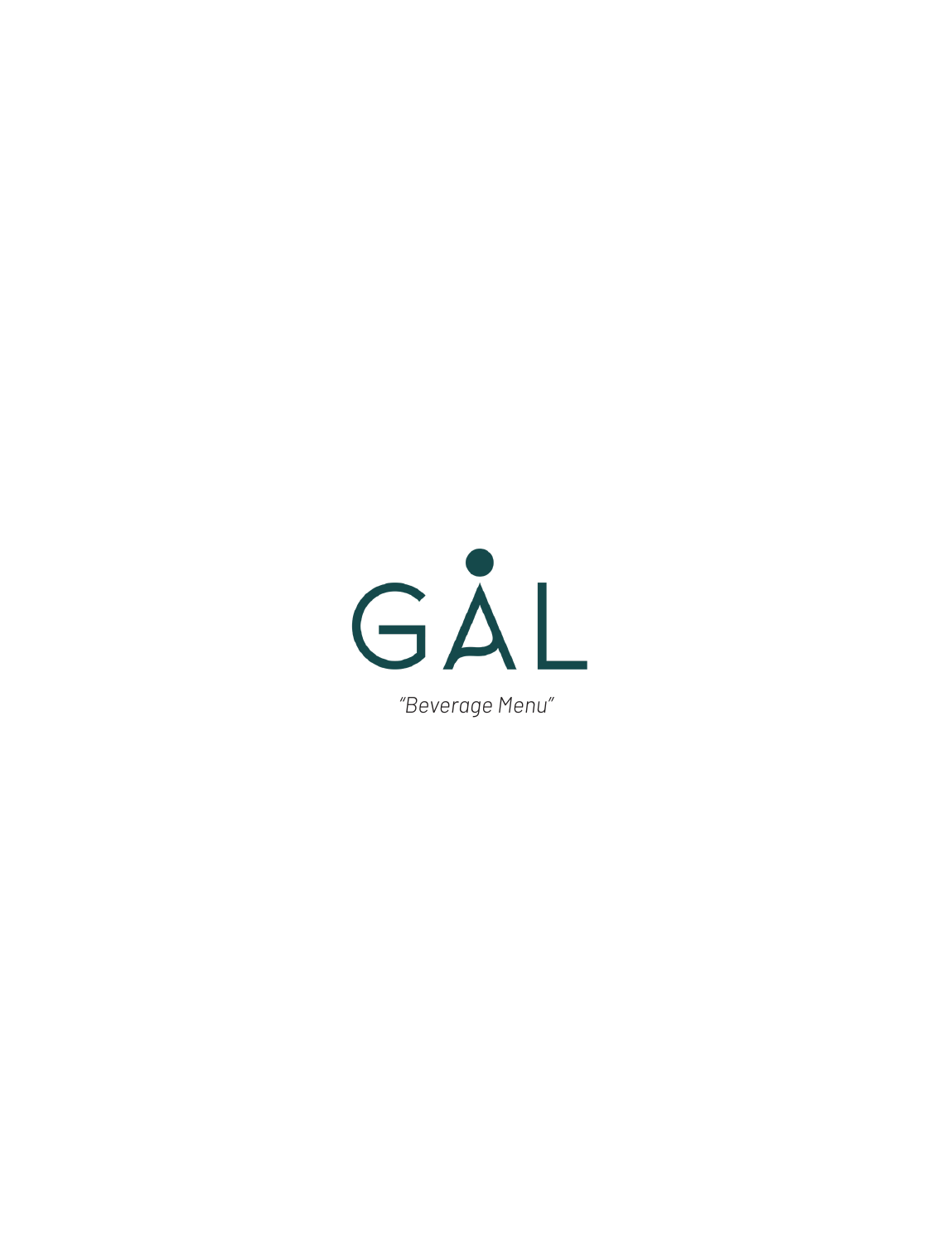# GÅL

*"Beverage Menu"*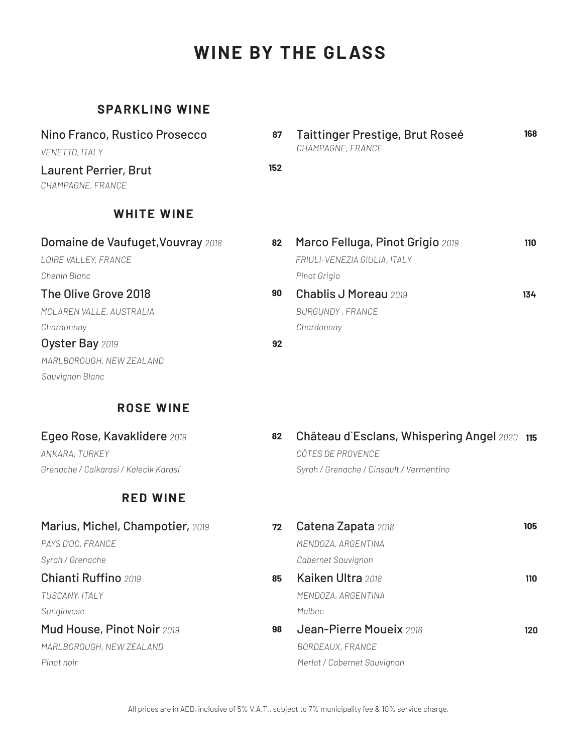# WINE BY THE GLASS

## SPARKLING WINE

Nino Franco, Rustico Prosecco **87**
*VENETTO, ITALY*

Laurent Perrier, Brut **152**
*CHAMPAGNE, FRANCE*

Taittinger Prestige, Brut Roseé **168**
*CHAMPAGNE, FRANCE*

## WHITE WINE

Domaine de Vaufuget,Vouvray *2018* **82**
*LOIRE VALLEY, FRANCE*
*Chenin Blanc*

The Olive Grove 2018 **90**
*MCLAREN VALLE, AUSTRALIA*
*Chardonnay*

Oyster Bay *2019* **92**
*MARLBOROUGH, NEW ZEALAND*
*Sauvignon Blanc*

Marco Felluga, Pinot Grigio *2019* **110**
*FRIULI-VENEZIA GIULIA, ITALY*
*Pinot Grigio*

Chablis J Moreau *2019* **134**
*BURGUNDY , FRANCE*
*Chardonnay*

## ROSE WINE

Egeo Rose, Kavaklidere *2019* **82**
*ANKARA, TURKEY*
*Grenache / Calkarasi / Kalecik Karasi*

Château d`Esclans, Whispering Angel *2020* **115**
*CÔTES DE PROVENCE*
*Syrah / Grenache / Cinsault / Vermentino*

## RED WINE

Marius, Michel, Champotier, *2019* **72**
*PAYS D'OC, FRANCE*
*Syrah / Grenache*

Chianti Ruffino *2019* **85**
*TUSCANY, ITALY*
*Sangiovese*

Mud House, Pinot Noir *2019* **98**
*MARLBOROUGH, NEW ZEALAND*
*Pinot noir*

Catena Zapata *2018* **105**
*MENDOZA, ARGENTINA*
*Cabernet Sauvignon*

Kaiken Ultra *2018* **110**
*MENDOZA, ARGENTINA*
*Malbec*

Jean-Pierre Moueix *2016* **120**
*BORDEAUX, FRANCE*
*Merlot / Cabernet Sauvignon*

All prices are in AED, inclusive of 5% V.A.T., subject to 7% municipality fee & 10% service charge.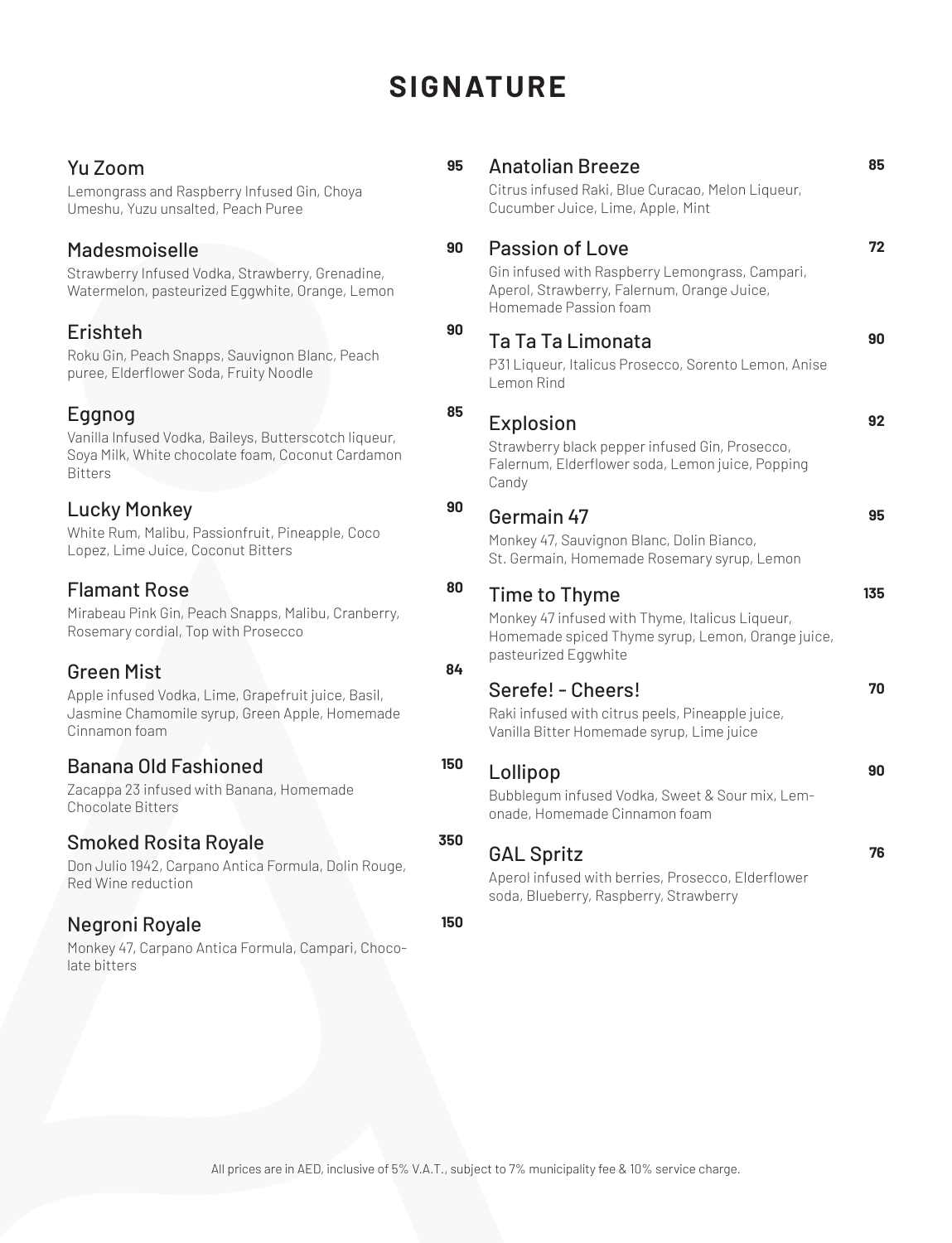# SIGNATURE

### Yu Zoom — 95
Lemongrass and Raspberry Infused Gin, Choya Umeshu, Yuzu unsalted, Peach Puree

### Madesmoiselle — 90
Strawberry Infused Vodka, Strawberry, Grenadine, Watermelon, pasteurized Eggwhite, Orange, Lemon

### Erishteh — 90
Roku Gin, Peach Snapps, Sauvignon Blanc, Peach puree, Elderflower Soda, Fruity Noodle

### Eggnog — 85
Vanilla Infused Vodka, Baileys, Butterscotch liqueur, Soya Milk, White chocolate foam, Coconut Cardamon Bitters

### Lucky Monkey — 90
White Rum, Malibu, Passionfruit, Pineapple, Coco Lopez, Lime Juice, Coconut Bitters

### Flamant Rose — 80
Mirabeau Pink Gin, Peach Snapps, Malibu, Cranberry, Rosemary cordial, Top with Prosecco

### Green Mist — 84
Apple infused Vodka, Lime, Grapefruit juice, Basil, Jasmine Chamomile syrup, Green Apple, Homemade Cinnamon foam

### Banana Old Fashioned — 150
Zacappa 23 infused with Banana, Homemade Chocolate Bitters

### Smoked Rosita Royale — 350
Don Julio 1942, Carpano Antica Formula, Dolin Rouge, Red Wine reduction

### Negroni Royale — 150
Monkey 47, Carpano Antica Formula, Campari, Chocolate bitters

### Anatolian Breeze — 85
Citrus infused Raki, Blue Curacao, Melon Liqueur, Cucumber Juice, Lime, Apple, Mint

### Passion of Love — 72
Gin infused with Raspberry Lemongrass, Campari, Aperol, Strawberry, Falernum, Orange Juice, Homemade Passion foam

### Ta Ta Ta Limonata — 90
P31 Liqueur, Italicus Prosecco, Sorento Lemon, Anise Lemon Rind

### Explosion — 92
Strawberry black pepper infused Gin, Prosecco, Falernum, Elderflower soda, Lemon juice, Popping Candy

### Germain 47 — 95
Monkey 47, Sauvignon Blanc, Dolin Bianco, St. Germain, Homemade Rosemary syrup, Lemon

### Time to Thyme — 135
Monkey 47 infused with Thyme, Italicus Liqueur, Homemade spiced Thyme syrup, Lemon, Orange juice, pasteurized Eggwhite

### Serefe! - Cheers! — 70
Raki infused with citrus peels, Pineapple juice, Vanilla Bitter Homemade syrup, Lime juice

### Lollipop — 90
Bubblegum infused Vodka, Sweet & Sour mix, Lemonade, Homemade Cinnamon foam

### GAL Spritz — 76
Aperol infused with berries, Prosecco, Elderflower soda, Blueberry, Raspberry, Strawberry

All prices are in AED, inclusive of 5% V.A.T., subject to 7% municipality fee & 10% service charge.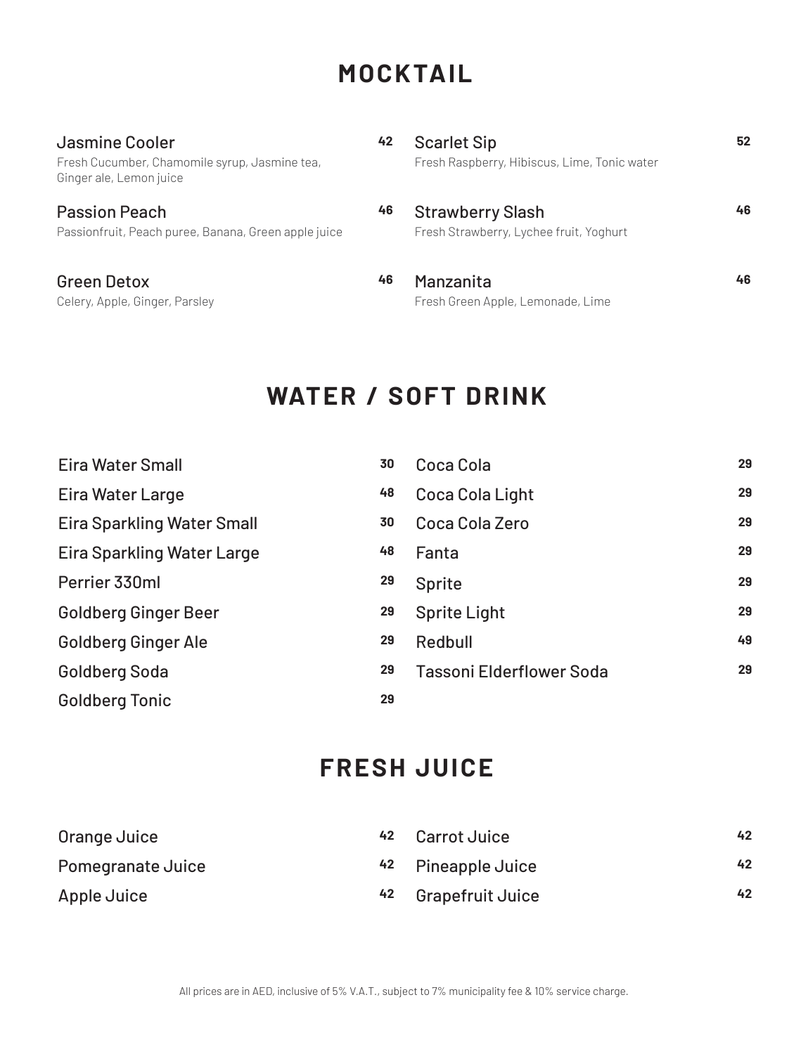## MOCKTAIL

**Jasmine Cooler** — 42
Fresh Cucumber, Chamomile syrup, Jasmine tea, Ginger ale, Lemon juice

**Passion Peach** — 46
Passionfruit, Peach puree, Banana, Green apple juice

**Green Detox** — 46
Celery, Apple, Ginger, Parsley

**Scarlet Sip** — 52
Fresh Raspberry, Hibiscus, Lime, Tonic water

**Strawberry Slash** — 46
Fresh Strawberry, Lychee fruit, Yoghurt

**Manzanita** — 46
Fresh Green Apple, Lemonade, Lime

## WATER / SOFT DRINK

| Item | Price |
|---|---|
| Eira Water Small | 30 |
| Eira Water Large | 48 |
| Eira Sparkling Water Small | 30 |
| Eira Sparkling Water Large | 48 |
| Perrier 330ml | 29 |
| Goldberg Ginger Beer | 29 |
| Goldberg Ginger Ale | 29 |
| Goldberg Soda | 29 |
| Goldberg Tonic | 29 |
| Coca Cola | 29 |
| Coca Cola Light | 29 |
| Coca Cola Zero | 29 |
| Fanta | 29 |
| Sprite | 29 |
| Sprite Light | 29 |
| Redbull | 49 |
| Tassoni Elderflower Soda | 29 |

## FRESH JUICE

| Item | Price |
|---|---|
| Orange Juice | 42 |
| Pomegranate Juice | 42 |
| Apple Juice | 42 |
| Carrot Juice | 42 |
| Pineapple Juice | 42 |
| Grapefruit Juice | 42 |

All prices are in AED, inclusive of 5% V.A.T., subject to 7% municipality fee & 10% service charge.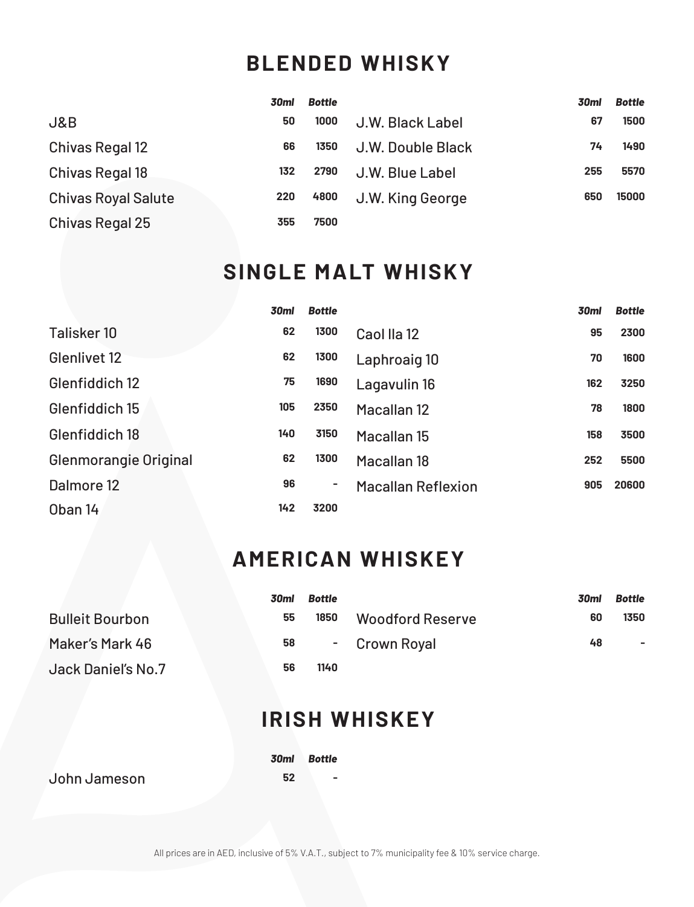# BLENDED WHISKY

| | *30ml* | *Bottle* | | *30ml* | *Bottle* |
|---|---|---|---|---|---|
| J&B | 50 | 1000 | J.W. Black Label | 67 | 1500 |
| Chivas Regal 12 | 66 | 1350 | J.W. Double Black | 74 | 1490 |
| Chivas Regal 18 | 132 | 2790 | J.W. Blue Label | 255 | 5570 |
| Chivas Royal Salute | 220 | 4800 | J.W. King George | 650 | 15000 |
| Chivas Regal 25 | 355 | 7500 | | | |

# SINGLE MALT WHISKY

| | *30ml* | *Bottle* | | *30ml* | *Bottle* |
|---|---|---|---|---|---|
| Talisker 10 | 62 | 1300 | Caol Ila 12 | 95 | 2300 |
| Glenlivet 12 | 62 | 1300 | Laphroaig 10 | 70 | 1600 |
| Glenfiddich 12 | 75 | 1690 | Lagavulin 16 | 162 | 3250 |
| Glenfiddich 15 | 105 | 2350 | Macallan 12 | 78 | 1800 |
| Glenfiddich 18 | 140 | 3150 | Macallan 15 | 158 | 3500 |
| Glenmorangie Original | 62 | 1300 | Macallan 18 | 252 | 5500 |
| Dalmore 12 | 96 | - | Macallan Reflexion | 905 | 20600 |
| Oban 14 | 142 | 3200 | | | |

# AMERICAN WHISKEY

| | *30ml* | *Bottle* | | *30ml* | *Bottle* |
|---|---|---|---|---|---|
| Bulleit Bourbon | 55 | 1850 | Woodford Reserve | 60 | 1350 |
| Maker's Mark 46 | 58 | - | Crown Royal | 48 | - |
| Jack Daniel's No.7 | 56 | 1140 | | | |

# IRISH WHISKEY

| | *30ml* | *Bottle* |
|---|---|---|
| John Jameson | 52 | - |

All prices are in AED, inclusive of 5% V.A.T., subject to 7% municipality fee & 10% service charge.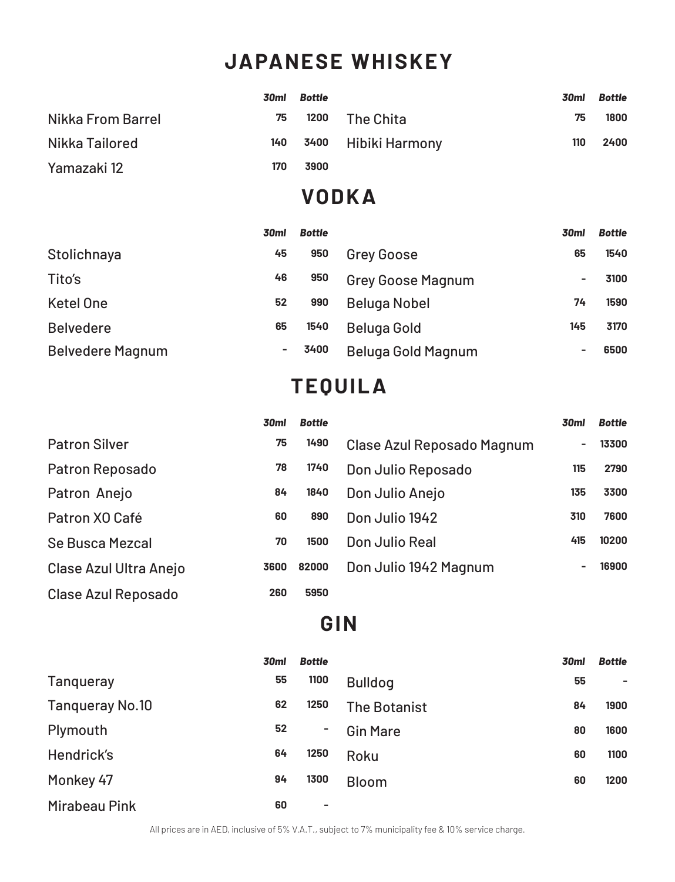# JAPANESE WHISKEY

| | *30ml* | *Bottle* | | *30ml* | *Bottle* |
|---|---|---|---|---|---|
| Nikka From Barrel | 75 | 1200 | The Chita | 75 | 1800 |
| Nikka Tailored | 140 | 3400 | Hibiki Harmony | 110 | 2400 |
| Yamazaki 12 | 170 | 3900 | | | |

# VODKA

| | *30ml* | *Bottle* | | *30ml* | *Bottle* |
|---|---|---|---|---|---|
| Stolichnaya | 45 | 950 | Grey Goose | 65 | 1540 |
| Tito's | 46 | 950 | Grey Goose Magnum | - | 3100 |
| Ketel One | 52 | 990 | Beluga Nobel | 74 | 1590 |
| Belvedere | 65 | 1540 | Beluga Gold | 145 | 3170 |
| Belvedere Magnum | - | 3400 | Beluga Gold Magnum | - | 6500 |

# TEQUILA

| | *30ml* | *Bottle* | | *30ml* | *Bottle* |
|---|---|---|---|---|---|
| Patron Silver | 75 | 1490 | Clase Azul Reposado Magnum | - | 13300 |
| Patron Reposado | 78 | 1740 | Don Julio Reposado | 115 | 2790 |
| Patron Anejo | 84 | 1840 | Don Julio Anejo | 135 | 3300 |
| Patron XO Café | 60 | 890 | Don Julio 1942 | 310 | 7600 |
| Se Busca Mezcal | 70 | 1500 | Don Julio Real | 415 | 10200 |
| Clase Azul Ultra Anejo | 3600 | 82000 | Don Julio 1942 Magnum | - | 16900 |
| Clase Azul Reposado | 260 | 5950 | | | |

# GIN

| | *30ml* | *Bottle* | | *30ml* | *Bottle* |
|---|---|---|---|---|---|
| Tanqueray | 55 | 1100 | Bulldog | 55 | - |
| Tanqueray No.10 | 62 | 1250 | The Botanist | 84 | 1900 |
| Plymouth | 52 | - | Gin Mare | 80 | 1600 |
| Hendrick's | 64 | 1250 | Roku | 60 | 1100 |
| Monkey 47 | 94 | 1300 | Bloom | 60 | 1200 |
| Mirabeau Pink | 60 | - | | | |

All prices are in AED, inclusive of 5% V.A.T., subject to 7% municipality fee & 10% service charge.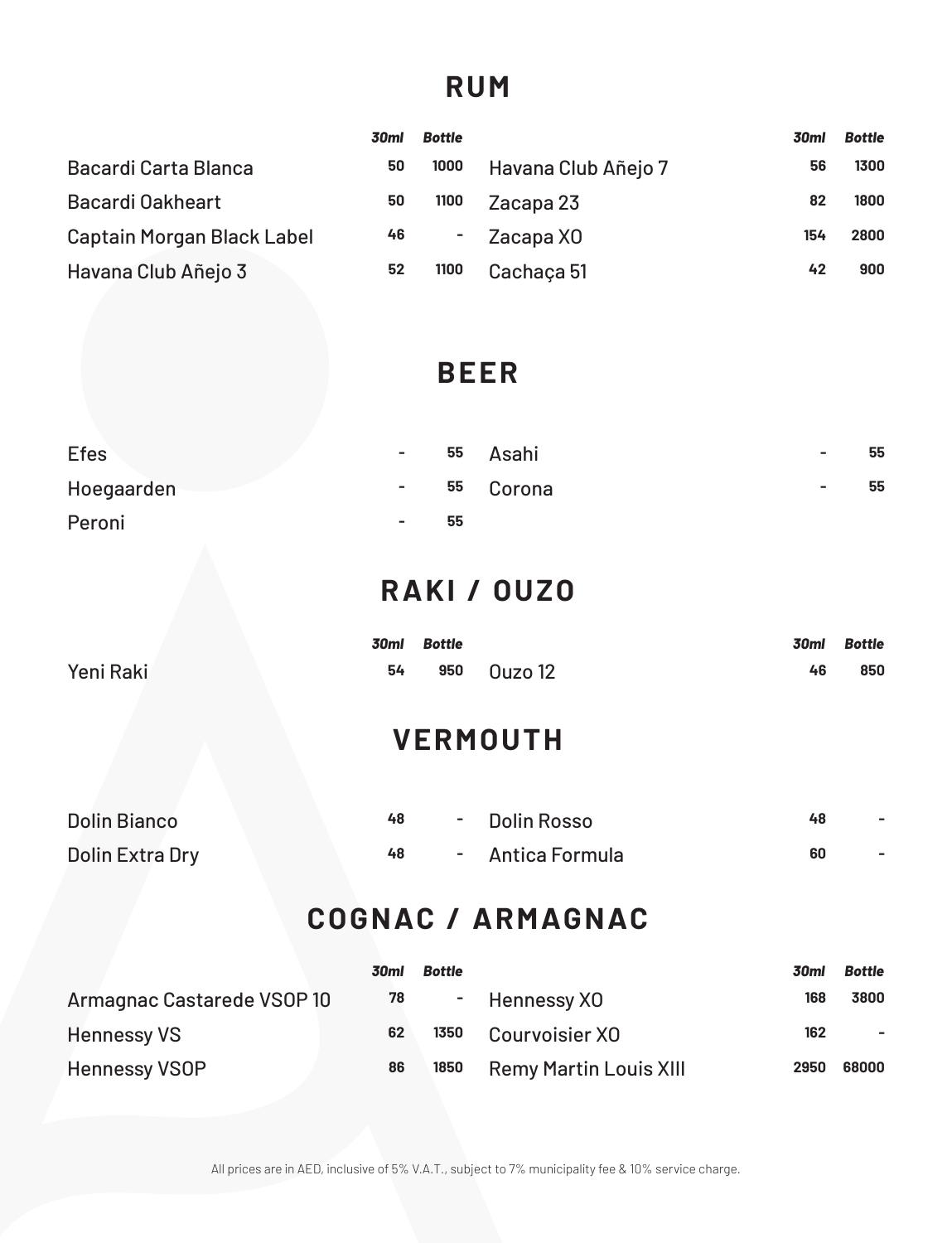## RUM

| | 30ml | Bottle | | 30ml | Bottle |
|---|---|---|---|---|---|
| Bacardi Carta Blanca | 50 | 1000 | Havana Club Añejo 7 | 56 | 1300 |
| Bacardi Oakheart | 50 | 1100 | Zacapa 23 | 82 | 1800 |
| Captain Morgan Black Label | 46 | - | Zacapa XO | 154 | 2800 |
| Havana Club Añejo 3 | 52 | 1100 | Cachaça 51 | 42 | 900 |

## BEER

| | | | | | |
|---|---|---|---|---|---|
| Efes | - | 55 | Asahi | - | 55 |
| Hoegaarden | - | 55 | Corona | - | 55 |
| Peroni | - | 55 | | | |

## RAKI / OUZO

| | 30ml | Bottle | | 30ml | Bottle |
|---|---|---|---|---|---|
| Yeni Raki | 54 | 950 | Ouzo 12 | 46 | 850 |

## VERMOUTH

| | | | | | |
|---|---|---|---|---|---|
| Dolin Bianco | 48 | - | Dolin Rosso | 48 | - |
| Dolin Extra Dry | 48 | - | Antica Formula | 60 | - |

## COGNAC / ARMAGNAC

| | 30ml | Bottle | | 30ml | Bottle |
|---|---|---|---|---|---|
| Armagnac Castarede VSOP 10 | 78 | - | Hennessy XO | 168 | 3800 |
| Hennessy VS | 62 | 1350 | Courvoisier XO | 162 | - |
| Hennessy VSOP | 86 | 1850 | Remy Martin Louis XIII | 2950 | 68000 |

All prices are in AED, inclusive of 5% V.A.T., subject to 7% municipality fee & 10% service charge.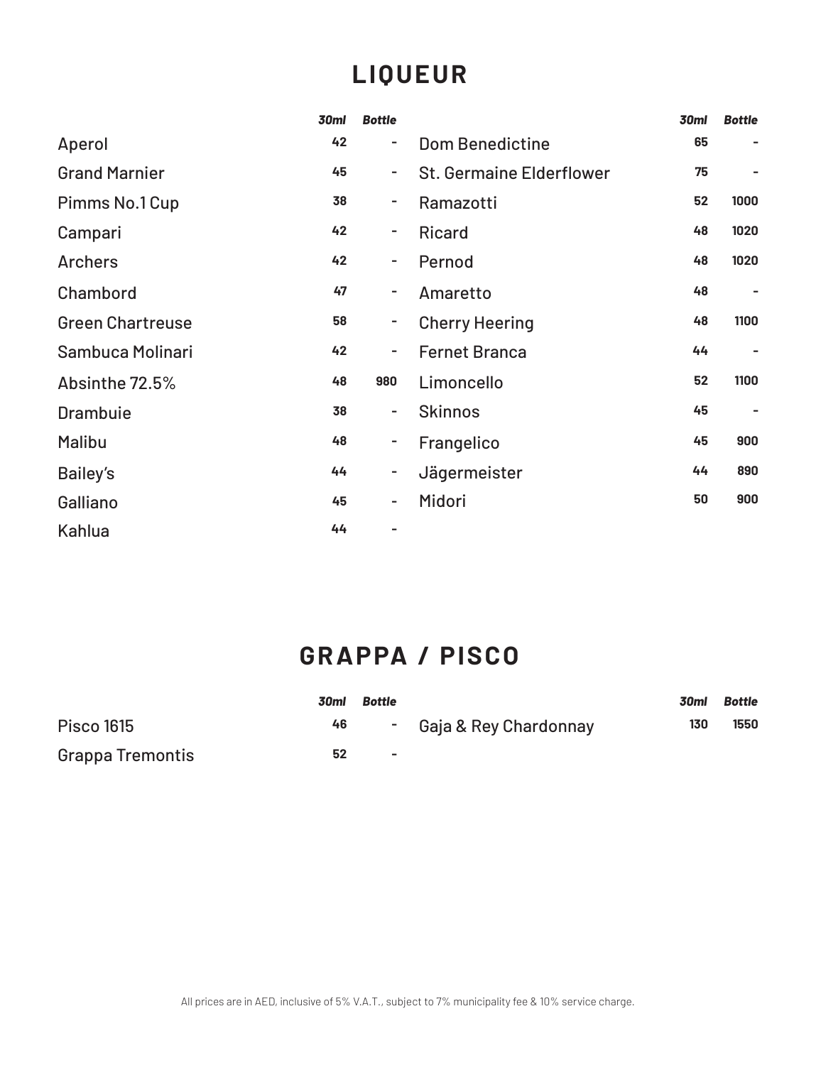# LIQUEUR

| | 30ml | Bottle |
|---|---|---|
| Aperol | 42 | - |
| Grand Marnier | 45 | - |
| Pimms No.1 Cup | 38 | - |
| Campari | 42 | - |
| Archers | 42 | - |
| Chambord | 47 | - |
| Green Chartreuse | 58 | - |
| Sambuca Molinari | 42 | - |
| Absinthe 72.5% | 48 | 980 |
| Drambuie | 38 | - |
| Malibu | 48 | - |
| Bailey's | 44 | - |
| Galliano | 45 | - |
| Kahlua | 44 | - |
| Dom Benedictine | 65 | - |
| St. Germaine Elderflower | 75 | - |
| Ramazotti | 52 | 1000 |
| Ricard | 48 | 1020 |
| Pernod | 48 | 1020 |
| Amaretto | 48 | - |
| Cherry Heering | 48 | 1100 |
| Fernet Branca | 44 | - |
| Limoncello | 52 | 1100 |
| Skinnos | 45 | - |
| Frangelico | 45 | 900 |
| Jägermeister | 44 | 890 |
| Midori | 50 | 900 |

# GRAPPA / PISCO

| | 30ml | Bottle |
|---|---|---|
| Pisco 1615 | 46 | - |
| Grappa Tremontis | 52 | - |
| Gaja & Rey Chardonnay | 130 | 1550 |

All prices are in AED, inclusive of 5% V.A.T., subject to 7% municipality fee & 10% service charge.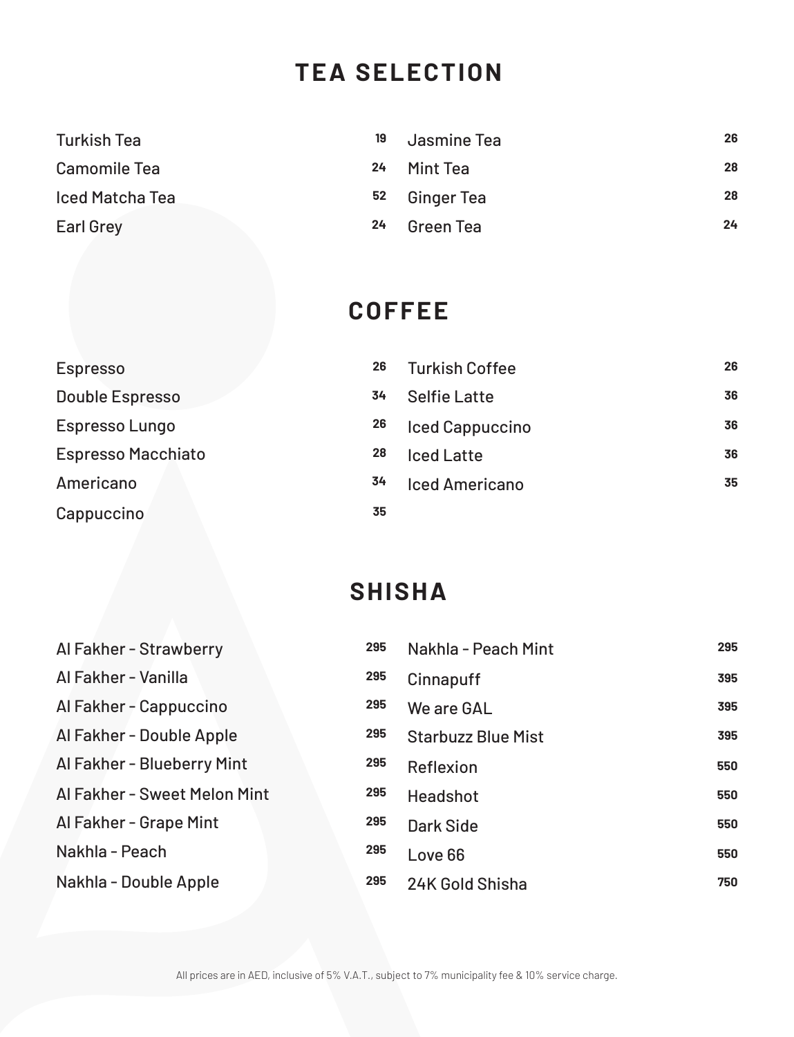## TEA SELECTION

| Item | Price |
| --- | --- |
| Turkish Tea | 19 |
| Camomile Tea | 24 |
| Iced Matcha Tea | 52 |
| Earl Grey | 24 |
| Jasmine Tea | 26 |
| Mint Tea | 28 |
| Ginger Tea | 28 |
| Green Tea | 24 |

## COFFEE

| Item | Price |
| --- | --- |
| Espresso | 26 |
| Double Espresso | 34 |
| Espresso Lungo | 26 |
| Espresso Macchiato | 28 |
| Americano | 34 |
| Cappuccino | 35 |
| Turkish Coffee | 26 |
| Selfie Latte | 36 |
| Iced Cappuccino | 36 |
| Iced Latte | 36 |
| Iced Americano | 35 |

## SHISHA

| Item | Price |
| --- | --- |
| Al Fakher - Strawberry | 295 |
| Al Fakher - Vanilla | 295 |
| Al Fakher - Cappuccino | 295 |
| Al Fakher - Double Apple | 295 |
| Al Fakher - Blueberry Mint | 295 |
| Al Fakher - Sweet Melon Mint | 295 |
| Al Fakher - Grape Mint | 295 |
| Nakhla - Peach | 295 |
| Nakhla - Double Apple | 295 |
| Nakhla - Peach Mint | 295 |
| Cinnapuff | 395 |
| We are GAL | 395 |
| Starbuzz Blue Mist | 395 |
| Reflexion | 550 |
| Headshot | 550 |
| Dark Side | 550 |
| Love 66 | 550 |
| 24K Gold Shisha | 750 |

All prices are in AED, inclusive of 5% V.A.T., subject to 7% municipality fee & 10% service charge.